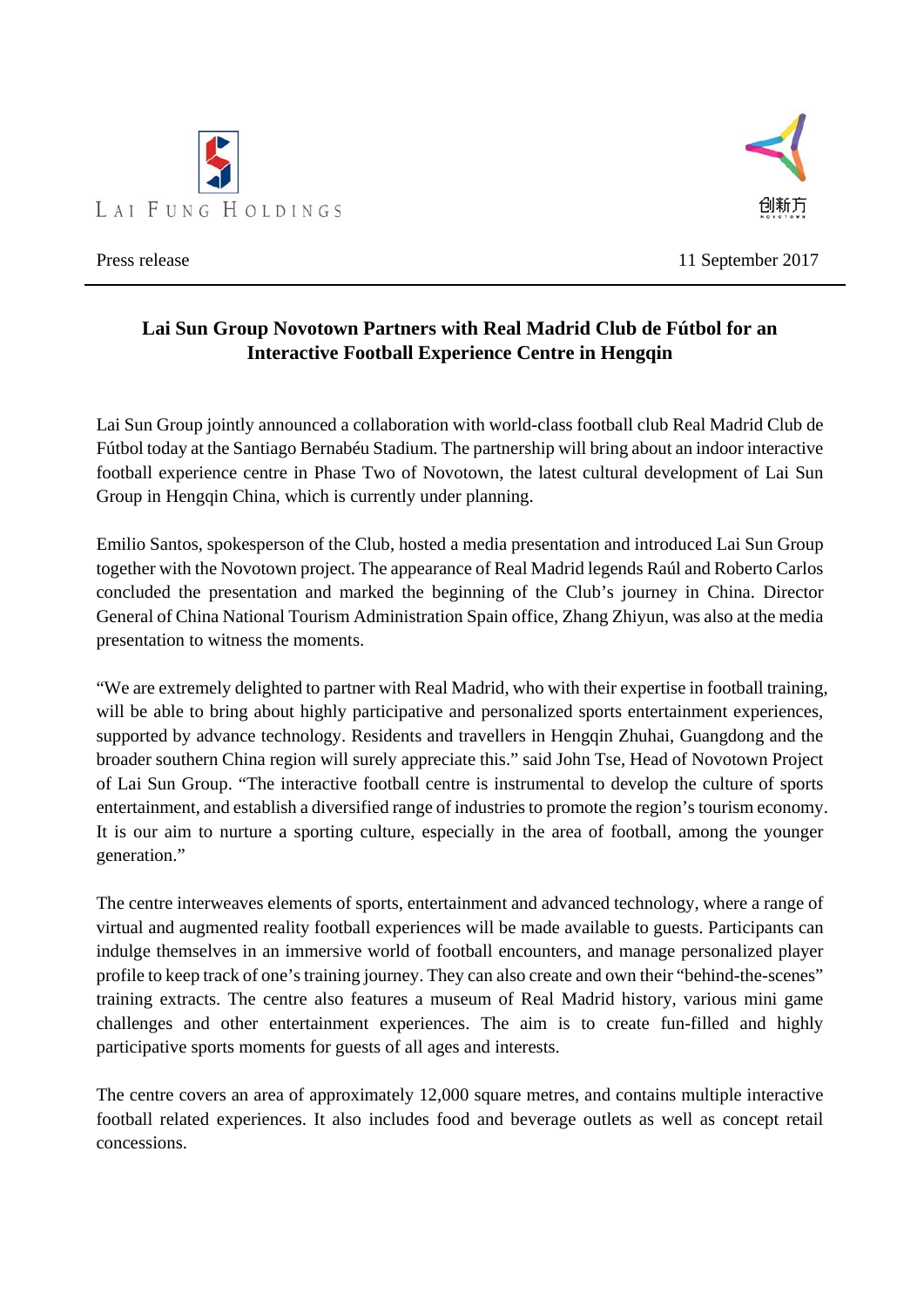LAI FUNG HOLDINGS

创新方

Press release

11 September 2017

## Lai Sun Group Novotown Partners with Real Madrid Club de Fútbol for an Interactive Football Experience Centre in Hengqin

Lai Sun Group jointly announced a collaboration with world-class football club Real Madrid Club de Fútbol today at the Santiago Bernabéu Stadium. The partnership will bring about an indoor interactive football experience centre in Phase Two of Novotown, the latest cultural development of Lai Sun Group in Hengqin China, which is currently under planning.

Emilio Santos, spokesperson of the Club, hosted a media presentation and introduced Lai Sun Group together with the Novotown project. The appearance of Real Madrid legends Raúl and Roberto Carlos concluded the presentation and marked the beginning of the Club's journey in China. Director General of China National Tourism Administration Spain office, Zhang Zhiyun, was also at the media presentation to witness the moments.

"We are extremely delighted to partner with Real Madrid, who with their expertise in football training, will be able to bring about highly participative and personalized sports entertainment experiences, supported by advance technology. Residents and travellers in Hengqin Zhuhai, Guangdong and the broader southern China region will surely appreciate this." said John Tse, Head of Novotown Project of Lai Sun Group. "The interactive football centre is instrumental to develop the culture of sports entertainment, and establish a diversified range of industries to promote the region's tourism economy. It is our aim to nurture a sporting culture, especially in the area of football, among the younger generation."

The centre interweaves elements of sports, entertainment and advanced technology, where a range of virtual and augmented reality football experiences will be made available to guests. Participants can indulge themselves in an immersive world of football encounters, and manage personalized player profile to keep track of one's training journey. They can also create and own their "behind-the-scenes" training extracts. The centre also features a museum of Real Madrid history, various mini game challenges and other entertainment experiences. The aim is to create fun-filled and highly participative sports moments for guests of all ages and interests.

The centre covers an area of approximately 12,000 square metres, and contains multiple interactive football related experiences. It also includes food and beverage outlets as well as concept retail concessions.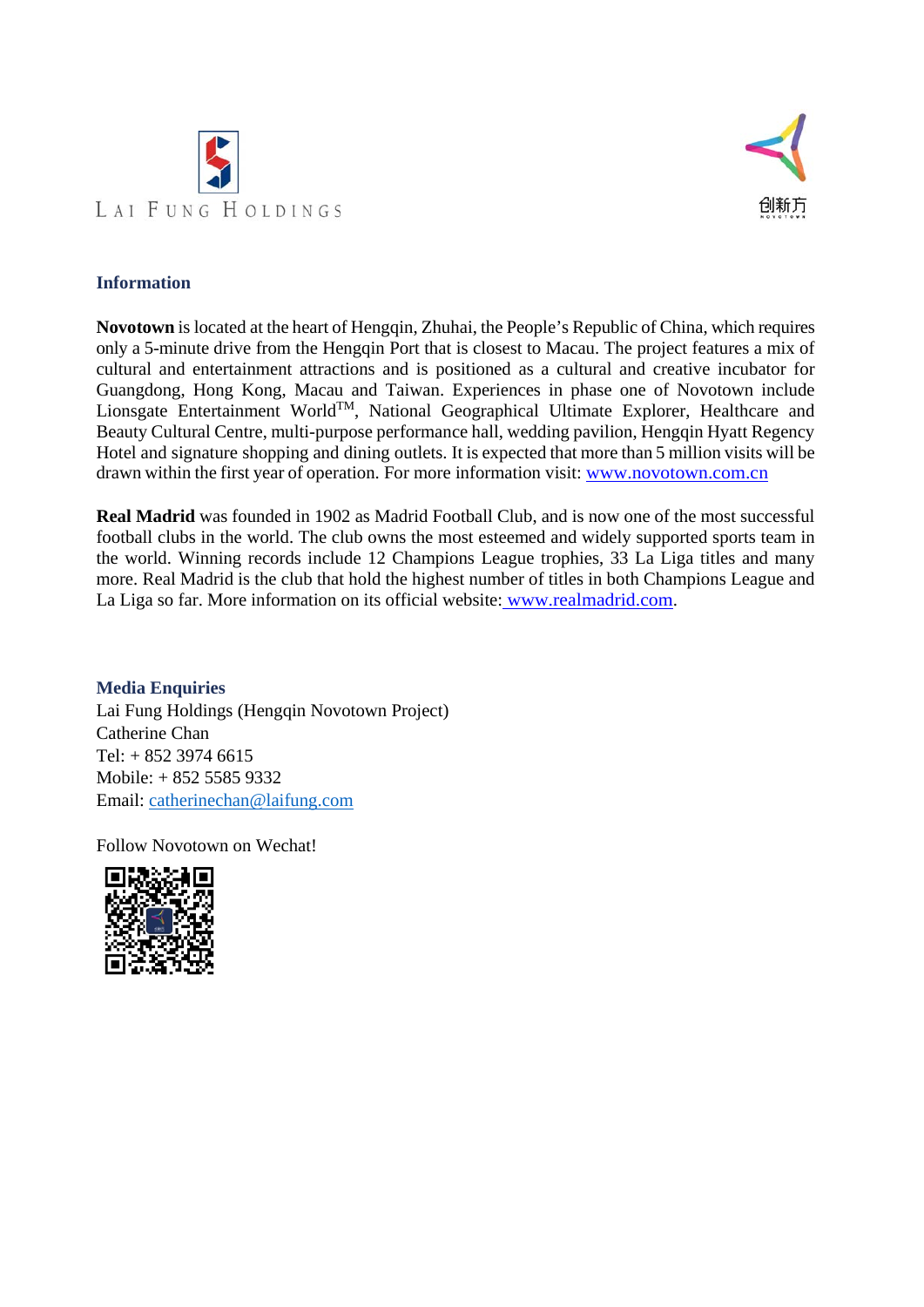## Information

**Novotown** is located at the heart of Hengqin, Zhuhai, the People's Republic of China, which requires only a 5-minute drive from the Hengqin Port that is closest to Macau. The project features a mix of cultural and entertainment attractions and is positioned as a cultural and creative incubator for Guangdong, Hong Kong, Macau and Taiwan. Experiences in phase one of Novotown include Lionsgate Entertainment World™, National Geographical Ultimate Explorer, Healthcare and Beauty Cultural Centre, multi-purpose performance hall, wedding pavilion, Hengqin Hyatt Regency Hotel and signature shopping and dining outlets. It is expected that more than 5 million visits will be drawn within the first year of operation. For more information visit: www.novotown.com.cn

**Real Madrid** was founded in 1902 as Madrid Football Club, and is now one of the most successful football clubs in the world. The club owns the most esteemed and widely supported sports team in the world. Winning records include 12 Champions League trophies, 33 La Liga titles and many more. Real Madrid is the club that hold the highest number of titles in both Champions League and La Liga so far. More information on its official website: www.realmadrid.com.

## Media Enquiries

Lai Fung Holdings (Hengqin Novotown Project)
Catherine Chan
Tel: + 852 3974 6615
Mobile: + 852 5585 9332
Email: catherinechan@laifung.com

Follow Novotown on Wechat!